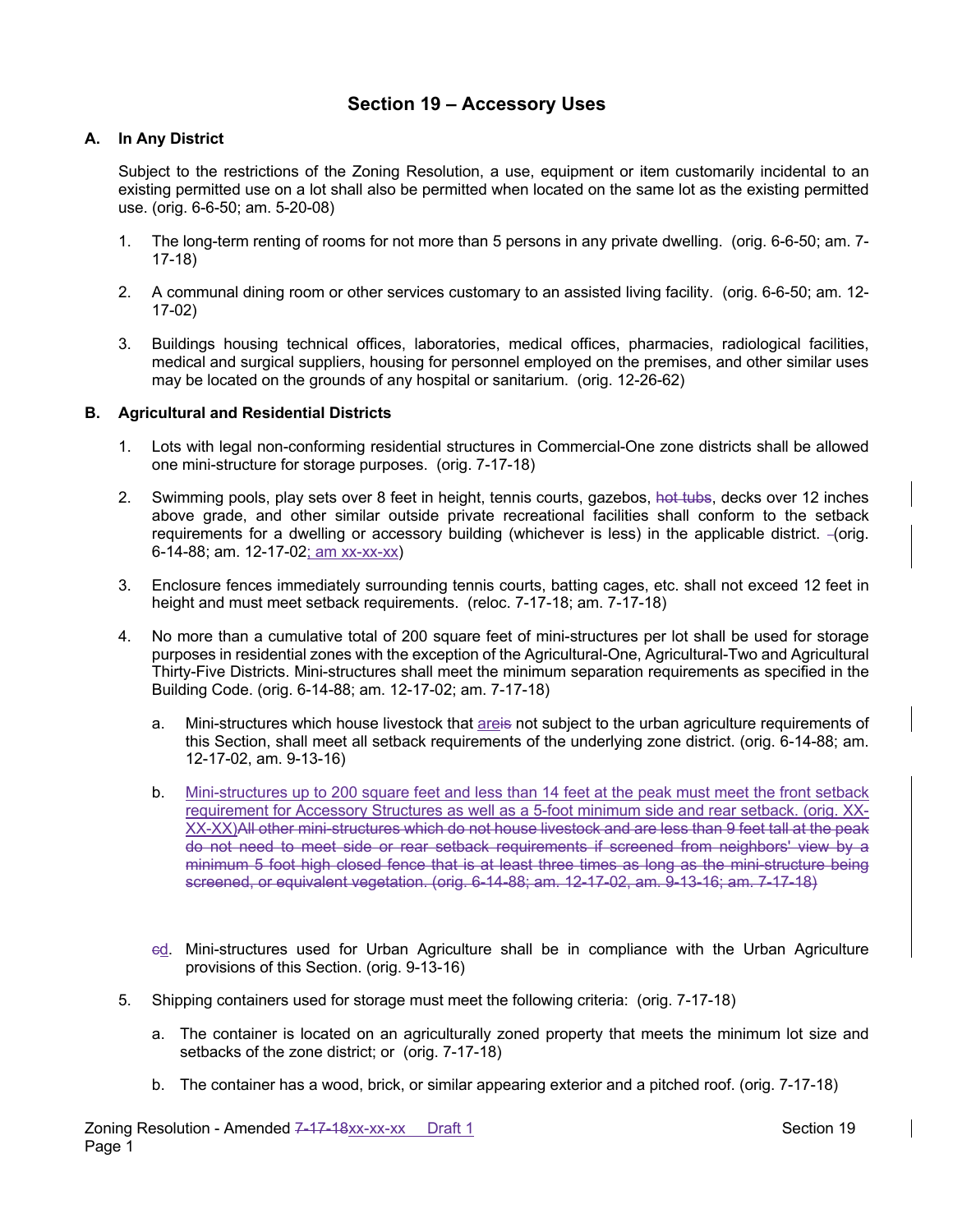# Section 19 – Accessory Uses

## A. In Any District

Subject to the restrictions of the Zoning Resolution, a use, equipment or item customarily incidental to an existing permitted use on a lot shall also be permitted when located on the same lot as the existing permitted use. (orig. 6-6-50; am. 5-20-08)

1. The long-term renting of rooms for not more than 5 persons in any private dwelling. (orig. 6-6-50; am. 7-17-18)

2. A communal dining room or other services customary to an assisted living facility. (orig. 6-6-50; am. 12-17-02)

3. Buildings housing technical offices, laboratories, medical offices, pharmacies, radiological facilities, medical and surgical suppliers, housing for personnel employed on the premises, and other similar uses may be located on the grounds of any hospital or sanitarium. (orig. 12-26-62)

## B. Agricultural and Residential Districts

1. Lots with legal non-conforming residential structures in Commercial-One zone districts shall be allowed one mini-structure for storage purposes. (orig. 7-17-18)

2. Swimming pools, play sets over 8 feet in height, tennis courts, gazebos, ~~hot tubs~~, decks over 12 inches above grade, and other similar outside private recreational facilities shall conform to the setback requirements for a dwelling or accessory building (whichever is less) in the applicable district. ~~-~~(orig. 6-14-88; am. 12-17-02; am xx-xx-xx)

3. Enclosure fences immediately surrounding tennis courts, batting cages, etc. shall not exceed 12 feet in height and must meet setback requirements. (reloc. 7-17-18; am. 7-17-18)

4. No more than a cumulative total of 200 square feet of mini-structures per lot shall be used for storage purposes in residential zones with the exception of the Agricultural-One, Agricultural-Two and Agricultural Thirty-Five Districts. Mini-structures shall meet the minimum separation requirements as specified in the Building Code. (orig. 6-14-88; am. 12-17-02; am. 7-17-18)

   a. Mini-structures which house livestock that are~~is~~ not subject to the urban agriculture requirements of this Section, shall meet all setback requirements of the underlying zone district. (orig. 6-14-88; am. 12-17-02, am. 9-13-16)

   b. Mini-structures up to 200 square feet and less than 14 feet at the peak must meet the front setback requirement for Accessory Structures as well as a 5-foot minimum side and rear setback. (orig. XX-XX-XX)~~All other mini-structures which do not house livestock and are less than 9 feet tall at the peak do not need to meet side or rear setback requirements if screened from neighbors' view by a minimum 5 foot high closed fence that is at least three times as long as the mini-structure being screened, or equivalent vegetation. (orig. 6-14-88; am. 12-17-02, am. 9-13-16; am. 7-17-18)~~

   ~~c~~d. Mini-structures used for Urban Agriculture shall be in compliance with the Urban Agriculture provisions of this Section. (orig. 9-13-16)

5. Shipping containers used for storage must meet the following criteria: (orig. 7-17-18)

   a. The container is located on an agriculturally zoned property that meets the minimum lot size and setbacks of the zone district; or (orig. 7-17-18)

   b. The container has a wood, brick, or similar appearing exterior and a pitched roof. (orig. 7-17-18)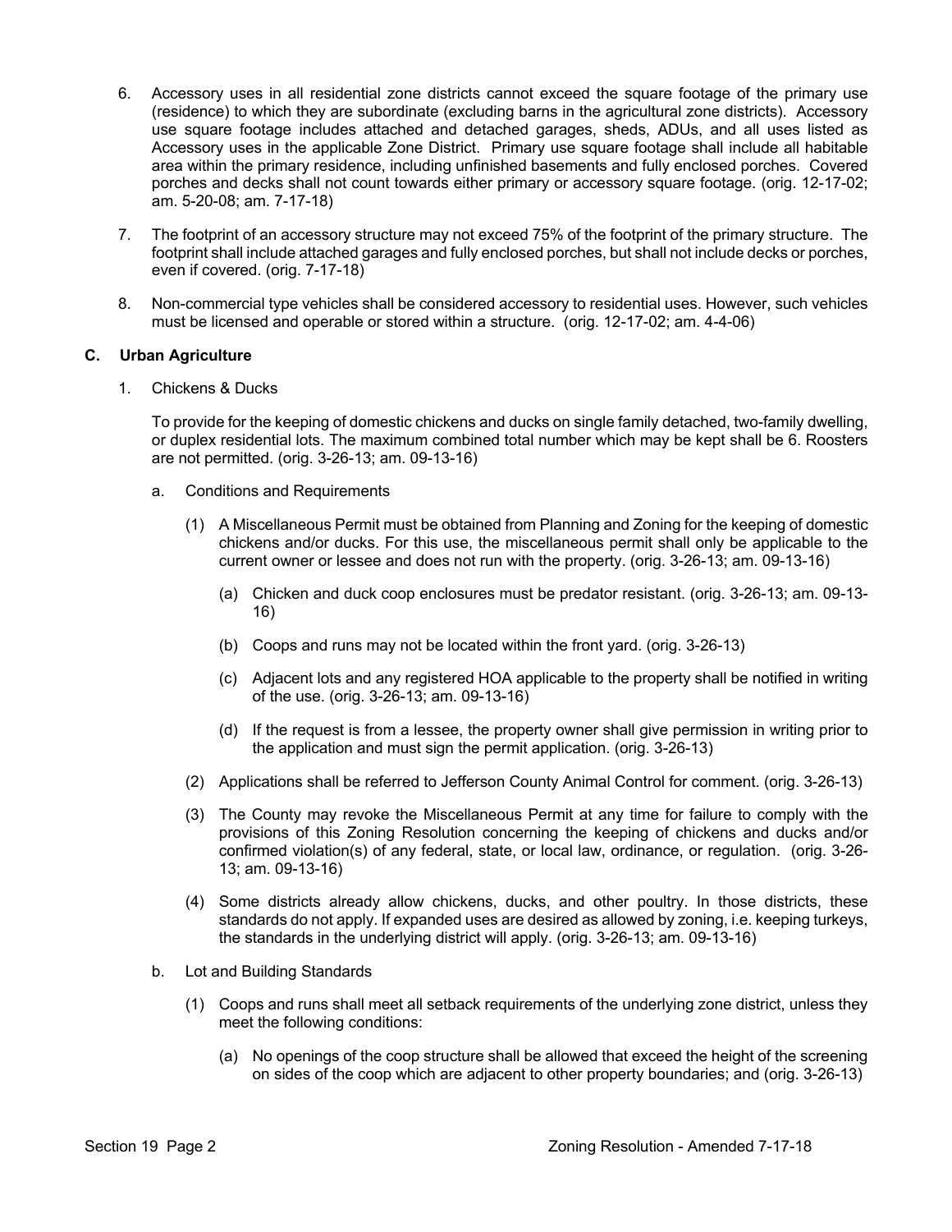6. Accessory uses in all residential zone districts cannot exceed the square footage of the primary use (residence) to which they are subordinate (excluding barns in the agricultural zone districts). Accessory use square footage includes attached and detached garages, sheds, ADUs, and all uses listed as Accessory uses in the applicable Zone District. Primary use square footage shall include all habitable area within the primary residence, including unfinished basements and fully enclosed porches. Covered porches and decks shall not count towards either primary or accessory square footage. (orig. 12-17-02; am. 5-20-08; am. 7-17-18)

7. The footprint of an accessory structure may not exceed 75% of the footprint of the primary structure. The footprint shall include attached garages and fully enclosed porches, but shall not include decks or porches, even if covered. (orig. 7-17-18)

8. Non-commercial type vehicles shall be considered accessory to residential uses. However, such vehicles must be licensed and operable or stored within a structure. (orig. 12-17-02; am. 4-4-06)

**C. Urban Agriculture**

1. Chickens & Ducks

   To provide for the keeping of domestic chickens and ducks on single family detached, two-family dwelling, or duplex residential lots. The maximum combined total number which may be kept shall be 6. Roosters are not permitted. (orig. 3-26-13; am. 09-13-16)

   a. Conditions and Requirements

      (1) A Miscellaneous Permit must be obtained from Planning and Zoning for the keeping of domestic chickens and/or ducks. For this use, the miscellaneous permit shall only be applicable to the current owner or lessee and does not run with the property. (orig. 3-26-13; am. 09-13-16)

         (a) Chicken and duck coop enclosures must be predator resistant. (orig. 3-26-13; am. 09-13-16)

         (b) Coops and runs may not be located within the front yard. (orig. 3-26-13)

         (c) Adjacent lots and any registered HOA applicable to the property shall be notified in writing of the use. (orig. 3-26-13; am. 09-13-16)

         (d) If the request is from a lessee, the property owner shall give permission in writing prior to the application and must sign the permit application. (orig. 3-26-13)

      (2) Applications shall be referred to Jefferson County Animal Control for comment. (orig. 3-26-13)

      (3) The County may revoke the Miscellaneous Permit at any time for failure to comply with the provisions of this Zoning Resolution concerning the keeping of chickens and ducks and/or confirmed violation(s) of any federal, state, or local law, ordinance, or regulation. (orig. 3-26-13; am. 09-13-16)

      (4) Some districts already allow chickens, ducks, and other poultry. In those districts, these standards do not apply. If expanded uses are desired as allowed by zoning, i.e. keeping turkeys, the standards in the underlying district will apply. (orig. 3-26-13; am. 09-13-16)

   b. Lot and Building Standards

      (1) Coops and runs shall meet all setback requirements of the underlying zone district, unless they meet the following conditions:

         (a) No openings of the coop structure shall be allowed that exceed the height of the screening on sides of the coop which are adjacent to other property boundaries; and (orig. 3-26-13)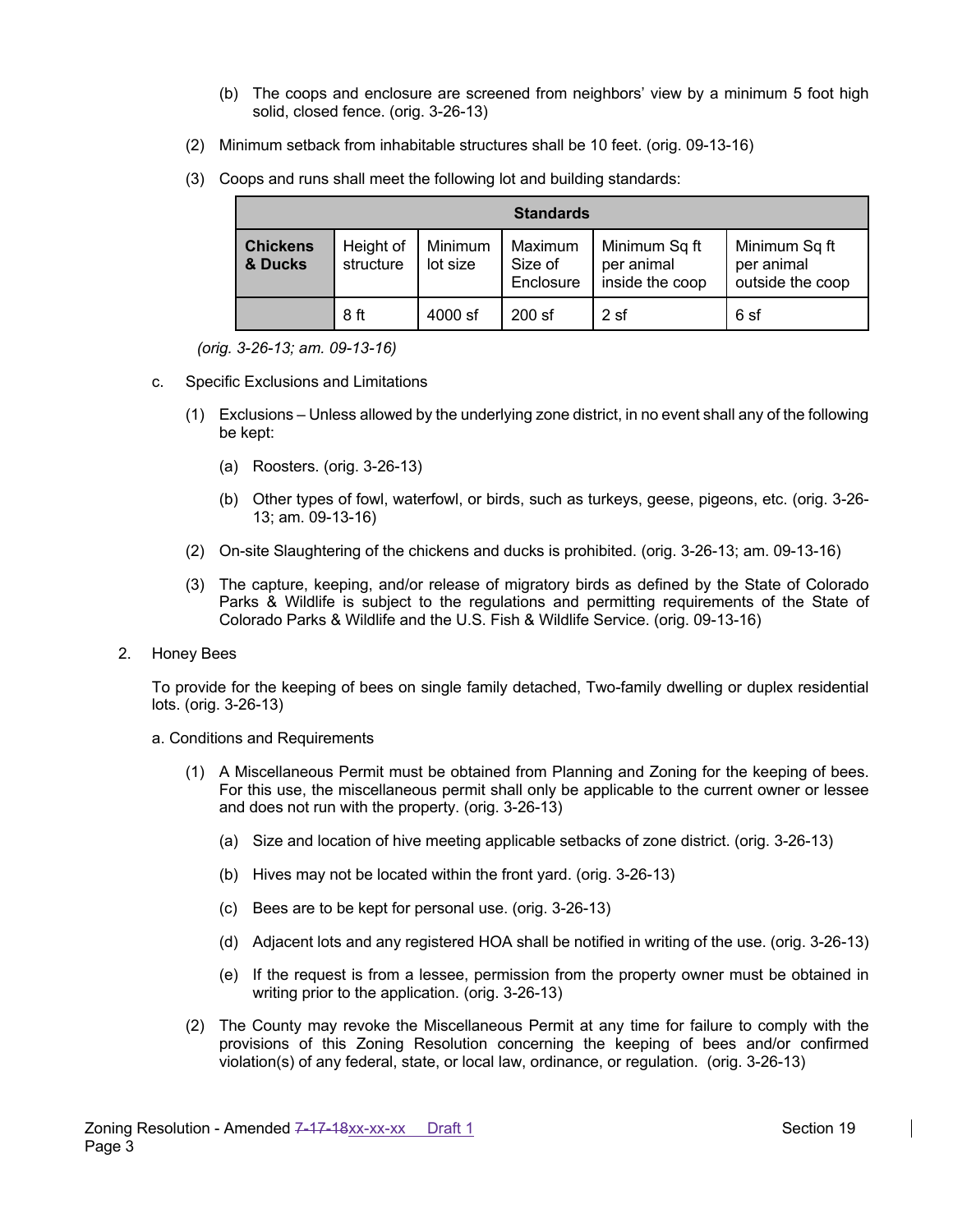(b) The coops and enclosure are screened from neighbors' view by a minimum 5 foot high solid, closed fence. (orig. 3-26-13)

(2) Minimum setback from inhabitable structures shall be 10 feet. (orig. 09-13-16)

(3) Coops and runs shall meet the following lot and building standards:

| Standards | | | | | |
|---|---|---|---|---|---|
| **Chickens & Ducks** | Height of structure | Minimum lot size | Maximum Size of Enclosure | Minimum Sq ft per animal inside the coop | Minimum Sq ft per animal outside the coop |
| | 8 ft | 4000 sf | 200 sf | 2 sf | 6 sf |

*(orig. 3-26-13; am. 09-13-16)*

c. Specific Exclusions and Limitations

(1) Exclusions – Unless allowed by the underlying zone district, in no event shall any of the following be kept:

(a) Roosters. (orig. 3-26-13)

(b) Other types of fowl, waterfowl, or birds, such as turkeys, geese, pigeons, etc. (orig. 3-26-13; am. 09-13-16)

(2) On-site Slaughtering of the chickens and ducks is prohibited. (orig. 3-26-13; am. 09-13-16)

(3) The capture, keeping, and/or release of migratory birds as defined by the State of Colorado Parks & Wildlife is subject to the regulations and permitting requirements of the State of Colorado Parks & Wildlife and the U.S. Fish & Wildlife Service. (orig. 09-13-16)

2. Honey Bees

To provide for the keeping of bees on single family detached, Two-family dwelling or duplex residential lots. (orig. 3-26-13)

a. Conditions and Requirements

(1) A Miscellaneous Permit must be obtained from Planning and Zoning for the keeping of bees. For this use, the miscellaneous permit shall only be applicable to the current owner or lessee and does not run with the property. (orig. 3-26-13)

(a) Size and location of hive meeting applicable setbacks of zone district. (orig. 3-26-13)

(b) Hives may not be located within the front yard. (orig. 3-26-13)

(c) Bees are to be kept for personal use. (orig. 3-26-13)

(d) Adjacent lots and any registered HOA shall be notified in writing of the use. (orig. 3-26-13)

(e) If the request is from a lessee, permission from the property owner must be obtained in writing prior to the application. (orig. 3-26-13)

(2) The County may revoke the Miscellaneous Permit at any time for failure to comply with the provisions of this Zoning Resolution concerning the keeping of bees and/or confirmed violation(s) of any federal, state, or local law, ordinance, or regulation. (orig. 3-26-13)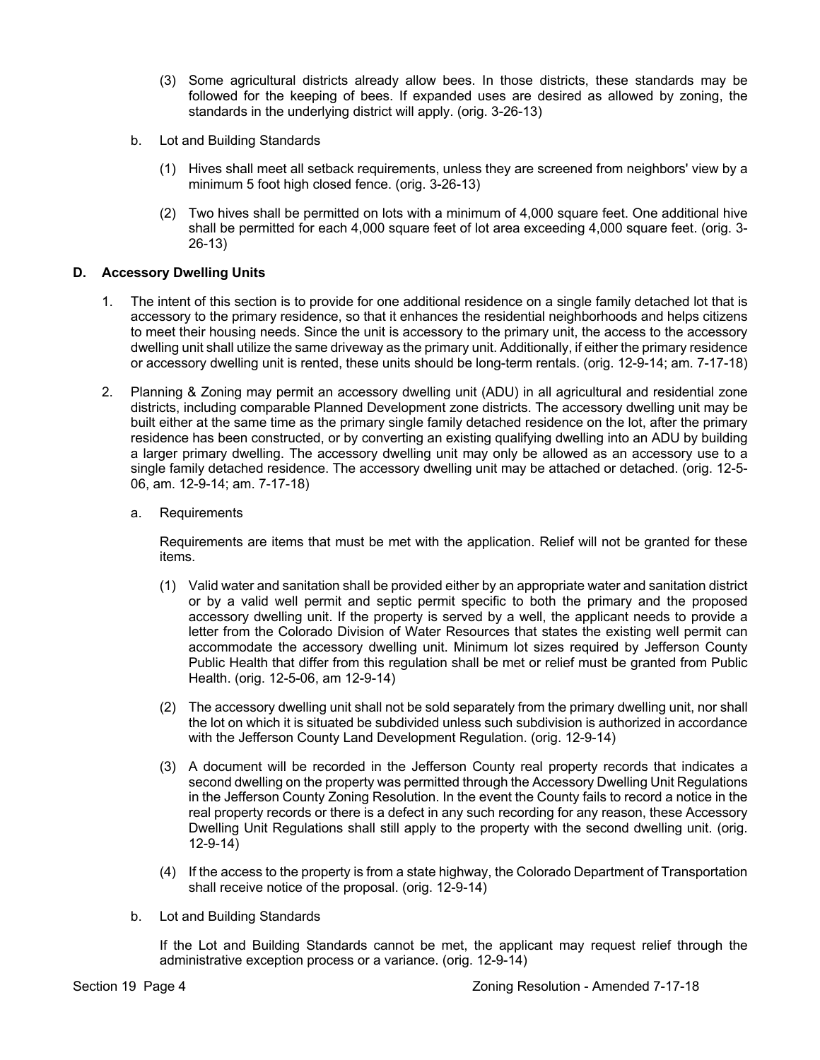(3) Some agricultural districts already allow bees. In those districts, these standards may be followed for the keeping of bees. If expanded uses are desired as allowed by zoning, the standards in the underlying district will apply. (orig. 3-26-13)

b. Lot and Building Standards

(1) Hives shall meet all setback requirements, unless they are screened from neighbors' view by a minimum 5 foot high closed fence. (orig. 3-26-13)

(2) Two hives shall be permitted on lots with a minimum of 4,000 square feet. One additional hive shall be permitted for each 4,000 square feet of lot area exceeding 4,000 square feet. (orig. 3-26-13)

**D. Accessory Dwelling Units**

1. The intent of this section is to provide for one additional residence on a single family detached lot that is accessory to the primary residence, so that it enhances the residential neighborhoods and helps citizens to meet their housing needs. Since the unit is accessory to the primary unit, the access to the accessory dwelling unit shall utilize the same driveway as the primary unit. Additionally, if either the primary residence or accessory dwelling unit is rented, these units should be long-term rentals. (orig. 12-9-14; am. 7-17-18)

2. Planning & Zoning may permit an accessory dwelling unit (ADU) in all agricultural and residential zone districts, including comparable Planned Development zone districts. The accessory dwelling unit may be built either at the same time as the primary single family detached residence on the lot, after the primary residence has been constructed, or by converting an existing qualifying dwelling into an ADU by building a larger primary dwelling. The accessory dwelling unit may only be allowed as an accessory use to a single family detached residence. The accessory dwelling unit may be attached or detached. (orig. 12-5-06, am. 12-9-14; am. 7-17-18)

a. Requirements

Requirements are items that must be met with the application. Relief will not be granted for these items.

(1) Valid water and sanitation shall be provided either by an appropriate water and sanitation district or by a valid well permit and septic permit specific to both the primary and the proposed accessory dwelling unit. If the property is served by a well, the applicant needs to provide a letter from the Colorado Division of Water Resources that states the existing well permit can accommodate the accessory dwelling unit. Minimum lot sizes required by Jefferson County Public Health that differ from this regulation shall be met or relief must be granted from Public Health. (orig. 12-5-06, am 12-9-14)

(2) The accessory dwelling unit shall not be sold separately from the primary dwelling unit, nor shall the lot on which it is situated be subdivided unless such subdivision is authorized in accordance with the Jefferson County Land Development Regulation. (orig. 12-9-14)

(3) A document will be recorded in the Jefferson County real property records that indicates a second dwelling on the property was permitted through the Accessory Dwelling Unit Regulations in the Jefferson County Zoning Resolution. In the event the County fails to record a notice in the real property records or there is a defect in any such recording for any reason, these Accessory Dwelling Unit Regulations shall still apply to the property with the second dwelling unit. (orig. 12-9-14)

(4) If the access to the property is from a state highway, the Colorado Department of Transportation shall receive notice of the proposal. (orig. 12-9-14)

b. Lot and Building Standards

If the Lot and Building Standards cannot be met, the applicant may request relief through the administrative exception process or a variance. (orig. 12-9-14)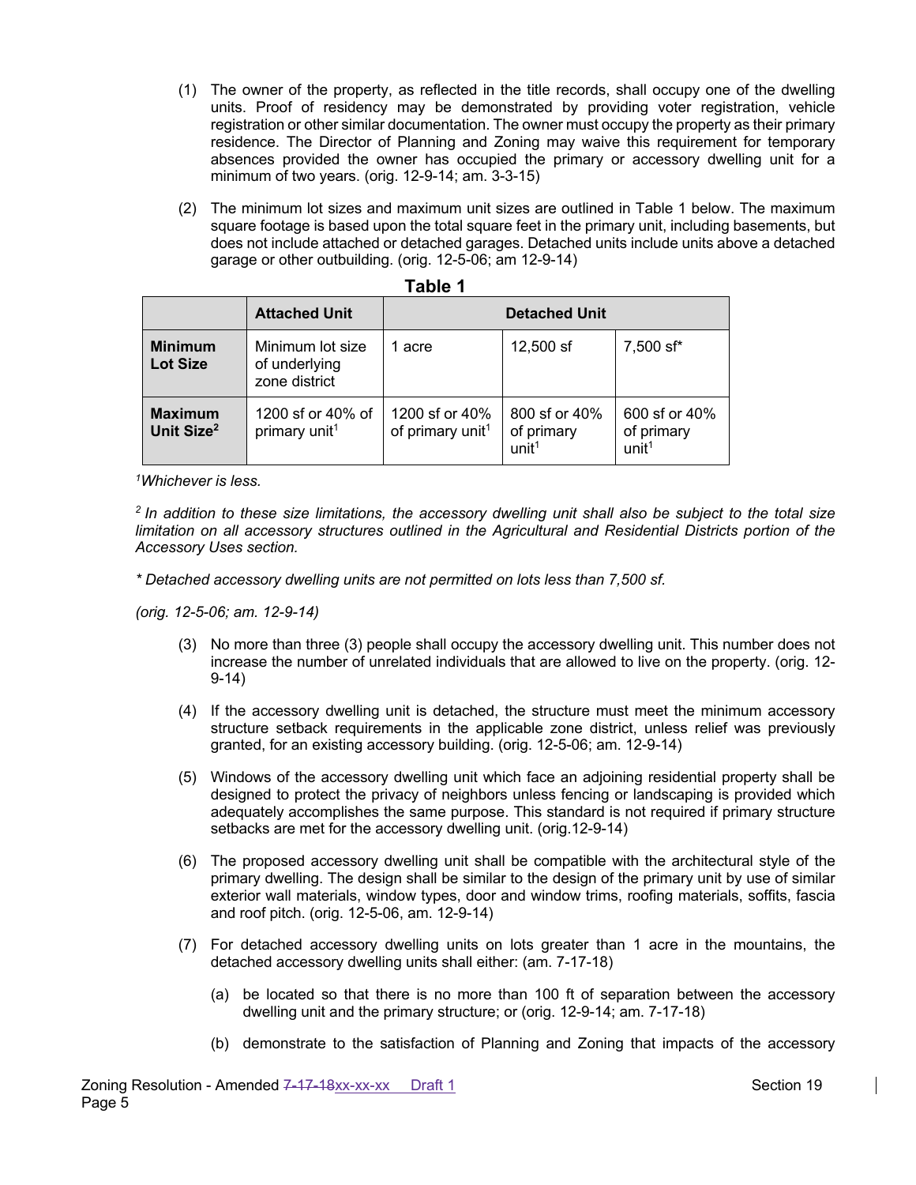(1) The owner of the property, as reflected in the title records, shall occupy one of the dwelling units. Proof of residency may be demonstrated by providing voter registration, vehicle registration or other similar documentation. The owner must occupy the property as their primary residence. The Director of Planning and Zoning may waive this requirement for temporary absences provided the owner has occupied the primary or accessory dwelling unit for a minimum of two years. (orig. 12-9-14; am. 3-3-15)

(2) The minimum lot sizes and maximum unit sizes are outlined in Table 1 below. The maximum square footage is based upon the total square feet in the primary unit, including basements, but does not include attached or detached garages. Detached units include units above a detached garage or other outbuilding. (orig. 12-5-06; am 12-9-14)

**Table 1**

| | Attached Unit | Detached Unit | | |
|---|---|---|---|---|
| **Minimum Lot Size** | Minimum lot size of underlying zone district | 1 acre | 12,500 sf | 7,500 sf* |
| **Maximum Unit Size[2]** | 1200 sf or 40% of primary unit[1] | 1200 sf or 40% of primary unit[1] | 800 sf or 40% of primary unit[1] | 600 sf or 40% of primary unit[1] |

*[1]Whichever is less.*

*[2] In addition to these size limitations, the accessory dwelling unit shall also be subject to the total size limitation on all accessory structures outlined in the Agricultural and Residential Districts portion of the Accessory Uses section.*

*\* Detached accessory dwelling units are not permitted on lots less than 7,500 sf.*

*(orig. 12-5-06; am. 12-9-14)*

(3) No more than three (3) people shall occupy the accessory dwelling unit. This number does not increase the number of unrelated individuals that are allowed to live on the property. (orig. 12-9-14)

(4) If the accessory dwelling unit is detached, the structure must meet the minimum accessory structure setback requirements in the applicable zone district, unless relief was previously granted, for an existing accessory building. (orig. 12-5-06; am. 12-9-14)

(5) Windows of the accessory dwelling unit which face an adjoining residential property shall be designed to protect the privacy of neighbors unless fencing or landscaping is provided which adequately accomplishes the same purpose. This standard is not required if primary structure setbacks are met for the accessory dwelling unit. (orig.12-9-14)

(6) The proposed accessory dwelling unit shall be compatible with the architectural style of the primary dwelling. The design shall be similar to the design of the primary unit by use of similar exterior wall materials, window types, door and window trims, roofing materials, soffits, fascia and roof pitch. (orig. 12-5-06, am. 12-9-14)

(7) For detached accessory dwelling units on lots greater than 1 acre in the mountains, the detached accessory dwelling units shall either: (am. 7-17-18)

   (a) be located so that there is no more than 100 ft of separation between the accessory dwelling unit and the primary structure; or (orig. 12-9-14; am. 7-17-18)

   (b) demonstrate to the satisfaction of Planning and Zoning that impacts of the accessory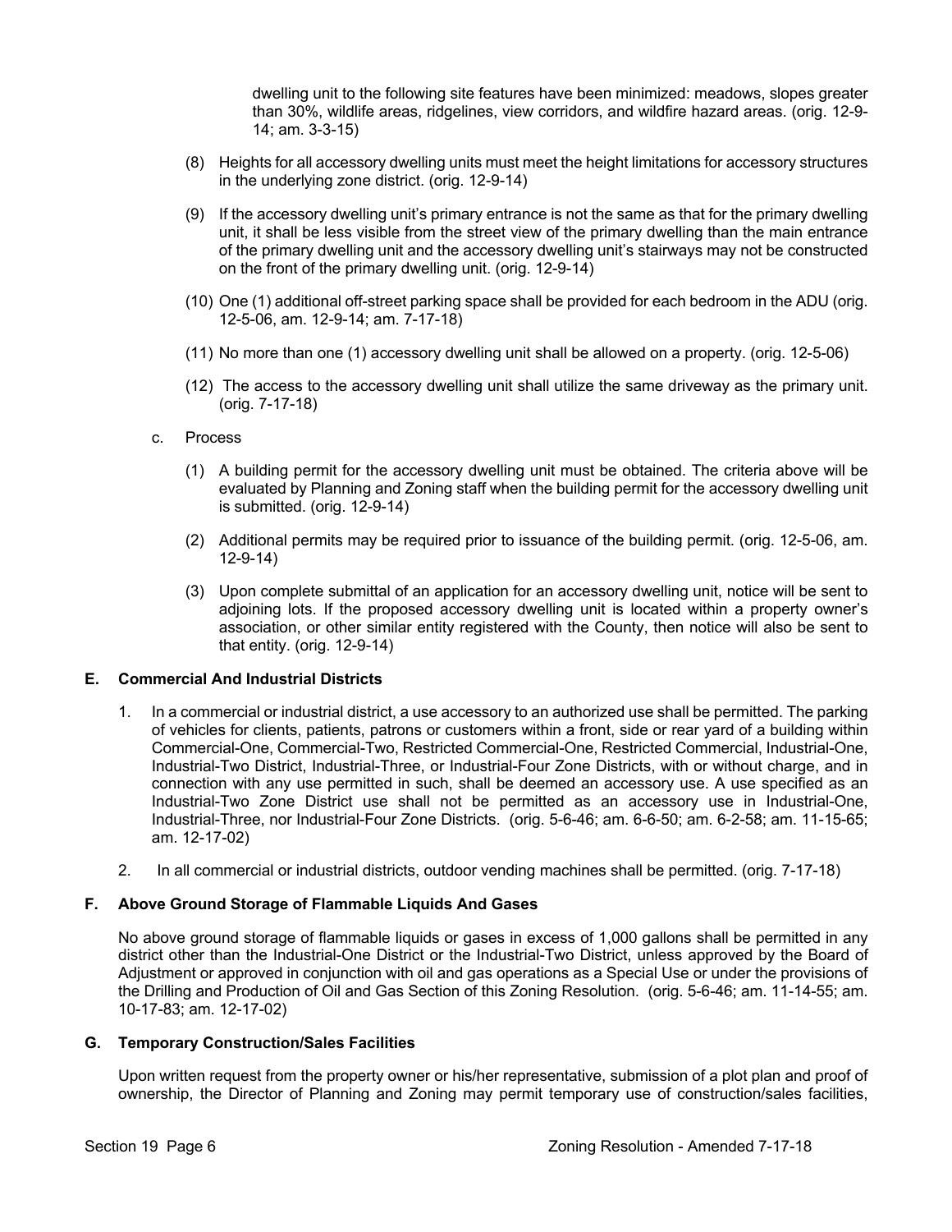dwelling unit to the following site features have been minimized: meadows, slopes greater than 30%, wildlife areas, ridgelines, view corridors, and wildfire hazard areas. (orig. 12-9-14; am. 3-3-15)

(8) Heights for all accessory dwelling units must meet the height limitations for accessory structures in the underlying zone district. (orig. 12-9-14)

(9) If the accessory dwelling unit's primary entrance is not the same as that for the primary dwelling unit, it shall be less visible from the street view of the primary dwelling than the main entrance of the primary dwelling unit and the accessory dwelling unit's stairways may not be constructed on the front of the primary dwelling unit. (orig. 12-9-14)

(10) One (1) additional off-street parking space shall be provided for each bedroom in the ADU (orig. 12-5-06, am. 12-9-14; am. 7-17-18)

(11) No more than one (1) accessory dwelling unit shall be allowed on a property. (orig. 12-5-06)

(12) The access to the accessory dwelling unit shall utilize the same driveway as the primary unit. (orig. 7-17-18)

c. Process

(1) A building permit for the accessory dwelling unit must be obtained. The criteria above will be evaluated by Planning and Zoning staff when the building permit for the accessory dwelling unit is submitted. (orig. 12-9-14)

(2) Additional permits may be required prior to issuance of the building permit. (orig. 12-5-06, am. 12-9-14)

(3) Upon complete submittal of an application for an accessory dwelling unit, notice will be sent to adjoining lots. If the proposed accessory dwelling unit is located within a property owner's association, or other similar entity registered with the County, then notice will also be sent to that entity. (orig. 12-9-14)

**E. Commercial And Industrial Districts**

1. In a commercial or industrial district, a use accessory to an authorized use shall be permitted. The parking of vehicles for clients, patients, patrons or customers within a front, side or rear yard of a building within Commercial-One, Commercial-Two, Restricted Commercial-One, Restricted Commercial, Industrial-One, Industrial-Two District, Industrial-Three, or Industrial-Four Zone Districts, with or without charge, and in connection with any use permitted in such, shall be deemed an accessory use. A use specified as an Industrial-Two Zone District use shall not be permitted as an accessory use in Industrial-One, Industrial-Three, nor Industrial-Four Zone Districts. (orig. 5-6-46; am. 6-6-50; am. 6-2-58; am. 11-15-65; am. 12-17-02)

2. In all commercial or industrial districts, outdoor vending machines shall be permitted. (orig. 7-17-18)

**F. Above Ground Storage of Flammable Liquids And Gases**

No above ground storage of flammable liquids or gases in excess of 1,000 gallons shall be permitted in any district other than the Industrial-One District or the Industrial-Two District, unless approved by the Board of Adjustment or approved in conjunction with oil and gas operations as a Special Use or under the provisions of the Drilling and Production of Oil and Gas Section of this Zoning Resolution. (orig. 5-6-46; am. 11-14-55; am. 10-17-83; am. 12-17-02)

**G. Temporary Construction/Sales Facilities**

Upon written request from the property owner or his/her representative, submission of a plot plan and proof of ownership, the Director of Planning and Zoning may permit temporary use of construction/sales facilities,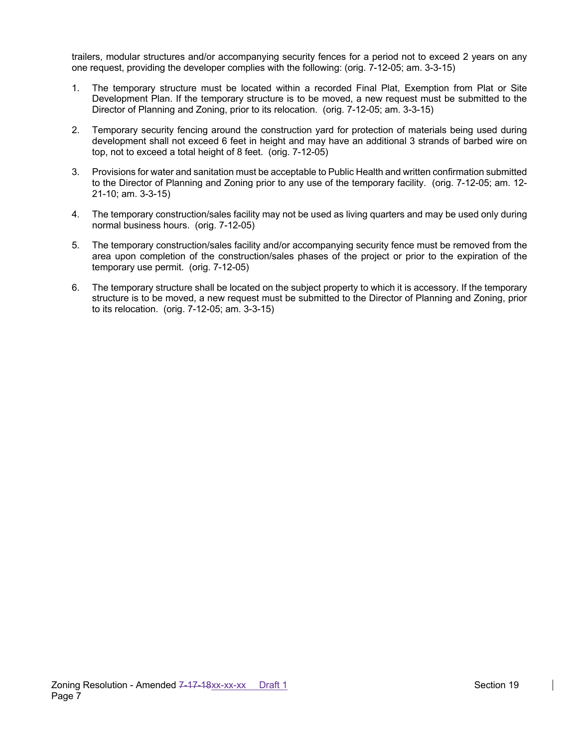trailers, modular structures and/or accompanying security fences for a period not to exceed 2 years on any one request, providing the developer complies with the following: (orig. 7-12-05; am. 3-3-15)

1. The temporary structure must be located within a recorded Final Plat, Exemption from Plat or Site Development Plan. If the temporary structure is to be moved, a new request must be submitted to the Director of Planning and Zoning, prior to its relocation. (orig. 7-12-05; am. 3-3-15)

2. Temporary security fencing around the construction yard for protection of materials being used during development shall not exceed 6 feet in height and may have an additional 3 strands of barbed wire on top, not to exceed a total height of 8 feet. (orig. 7-12-05)

3. Provisions for water and sanitation must be acceptable to Public Health and written confirmation submitted to the Director of Planning and Zoning prior to any use of the temporary facility. (orig. 7-12-05; am. 12-21-10; am. 3-3-15)

4. The temporary construction/sales facility may not be used as living quarters and may be used only during normal business hours. (orig. 7-12-05)

5. The temporary construction/sales facility and/or accompanying security fence must be removed from the area upon completion of the construction/sales phases of the project or prior to the expiration of the temporary use permit. (orig. 7-12-05)

6. The temporary structure shall be located on the subject property to which it is accessory. If the temporary structure is to be moved, a new request must be submitted to the Director of Planning and Zoning, prior to its relocation. (orig. 7-12-05; am. 3-3-15)